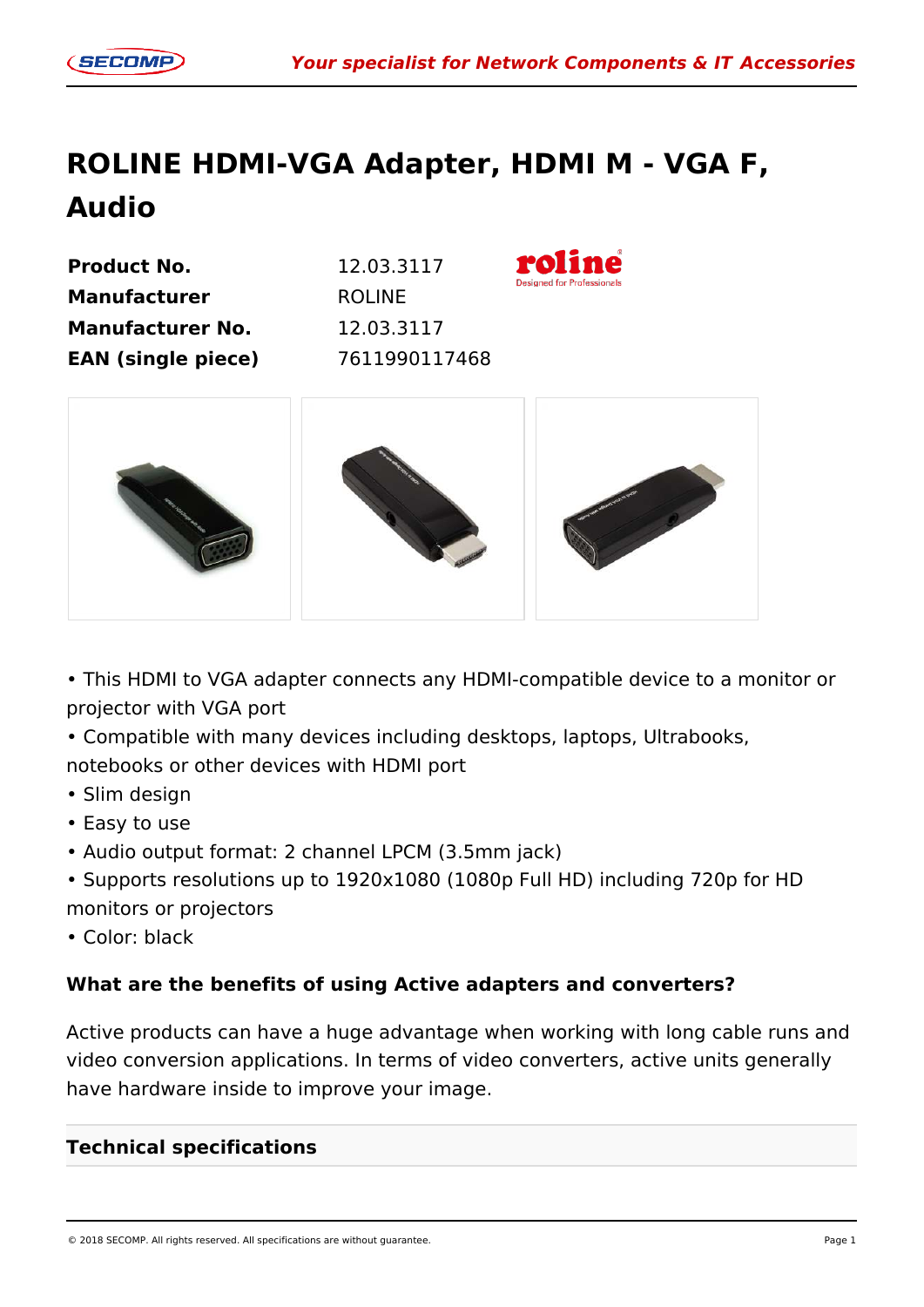# ROLINE HDMI-VGA Adapter, HDMI M - VGA F, Audio

| | |
|---|---|
| **Product No.** | 12.03.3117 |
| **Manufacturer** | ROLINE |
| **Manufacturer No.** | 12.03.3117 |
| **EAN (single piece)** | 7611990117468 |

- This HDMI to VGA adapter connects any HDMI-compatible device to a monitor or projector with VGA port
- Compatible with many devices including desktops, laptops, Ultrabooks, notebooks or other devices with HDMI port
- Slim design
- Easy to use
- Audio output format: 2 channel LPCM (3.5mm jack)
- Supports resolutions up to 1920x1080 (1080p Full HD) including 720p for HD monitors or projectors
- Color: black

### What are the benefits of using Active adapters and converters?

Active products can have a huge advantage when working with long cable runs and video conversion applications. In terms of video converters, active units generally have hardware inside to improve your image.

### Technical specifications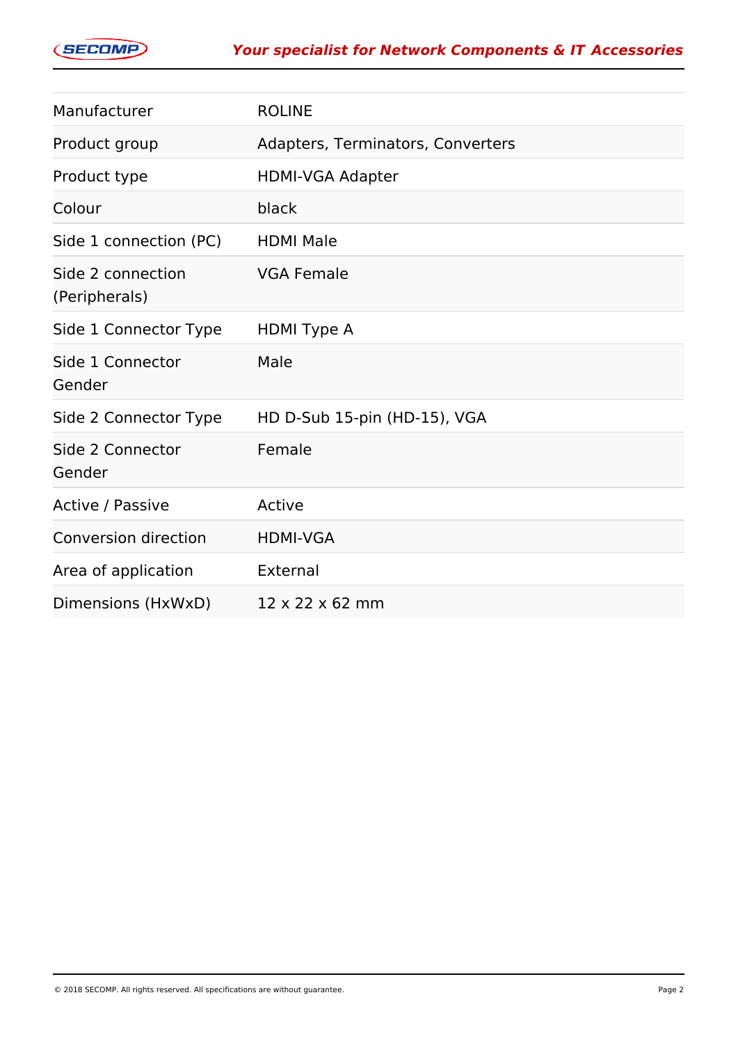| | |
|---|---|
| Manufacturer | ROLINE |
| Product group | Adapters, Terminators, Converters |
| Product type | HDMI-VGA Adapter |
| Colour | black |
| Side 1 connection (PC) | HDMI Male |
| Side 2 connection (Peripherals) | VGA Female |
| Side 1 Connector Type | HDMI Type A |
| Side 1 Connector Gender | Male |
| Side 2 Connector Type | HD D-Sub 15-pin (HD-15), VGA |
| Side 2 Connector Gender | Female |
| Active / Passive | Active |
| Conversion direction | HDMI-VGA |
| Area of application | External |
| Dimensions (HxWxD) | 12 x 22 x 62 mm |